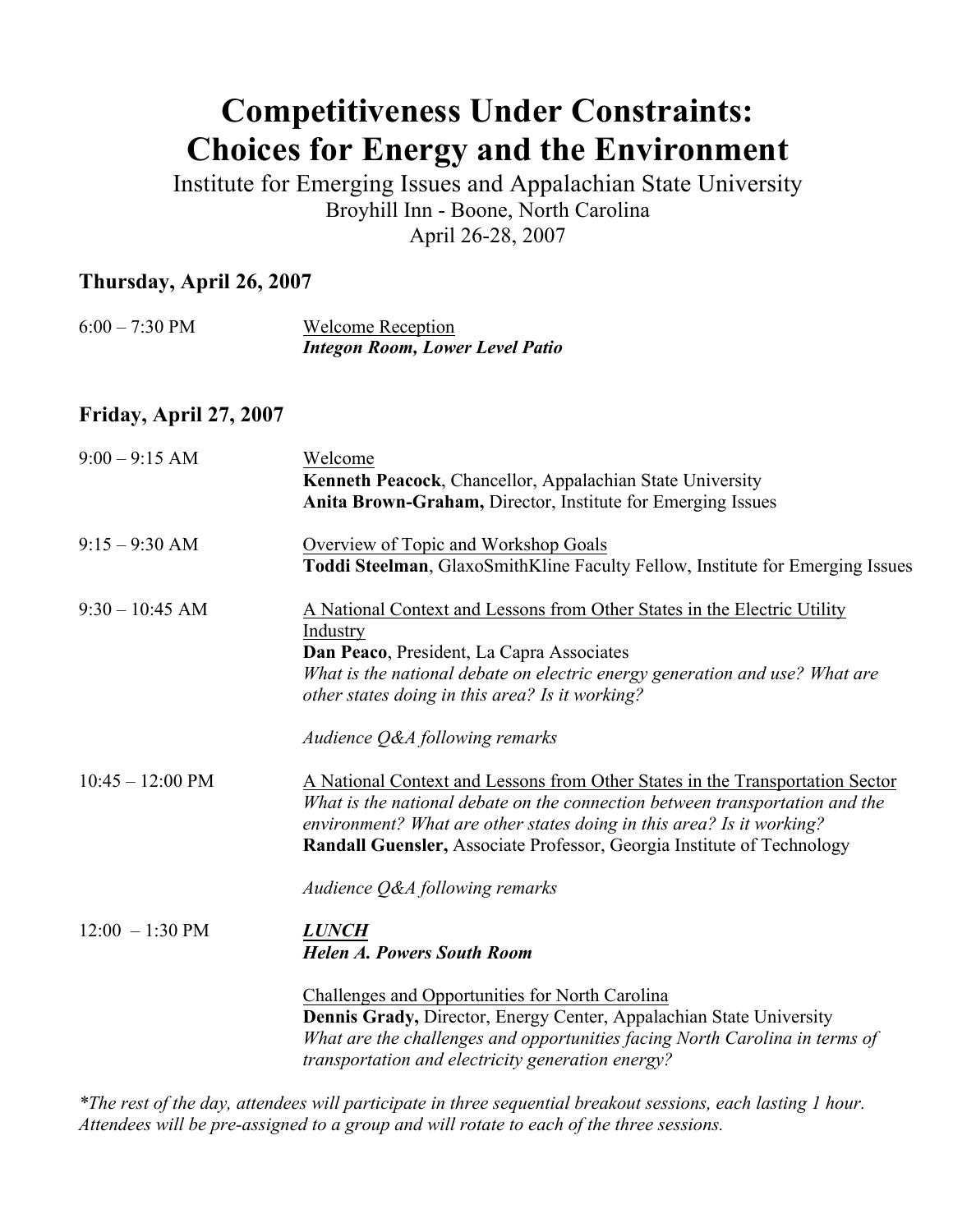# Competitiveness Under Constraints: Choices for Energy and the Environment

Institute for Emerging Issues and Appalachian State University
Broyhill Inn - Boone, North Carolina
April 26-28, 2007

## Thursday, April 26, 2007

6:00 – 7:30 PM

Welcome Reception
***Integon Room, Lower Level Patio***

## Friday, April 27, 2007

9:00 – 9:15 AM

Welcome
**Kenneth Peacock**, Chancellor, Appalachian State University
**Anita Brown-Graham,** Director, Institute for Emerging Issues

9:15 – 9:30 AM

Overview of Topic and Workshop Goals
**Toddi Steelman**, GlaxoSmithKline Faculty Fellow, Institute for Emerging Issues

9:30 – 10:45 AM

A National Context and Lessons from Other States in the Electric Utility Industry
**Dan Peaco**, President, La Capra Associates
*What is the national debate on electric energy generation and use? What are other states doing in this area? Is it working?*

*Audience Q&A following remarks*

10:45 – 12:00 PM

A National Context and Lessons from Other States in the Transportation Sector
*What is the national debate on the connection between transportation and the environment? What are other states doing in this area? Is it working?*
**Randall Guensler,** Associate Professor, Georgia Institute of Technology

*Audience Q&A following remarks*

12:00 – 1:30 PM

***LUNCH***
***Helen A. Powers South Room***

Challenges and Opportunities for North Carolina
**Dennis Grady,** Director, Energy Center, Appalachian State University
*What are the challenges and opportunities facing North Carolina in terms of transportation and electricity generation energy?*

*\*The rest of the day, attendees will participate in three sequential breakout sessions, each lasting 1 hour. Attendees will be pre-assigned to a group and will rotate to each of the three sessions.*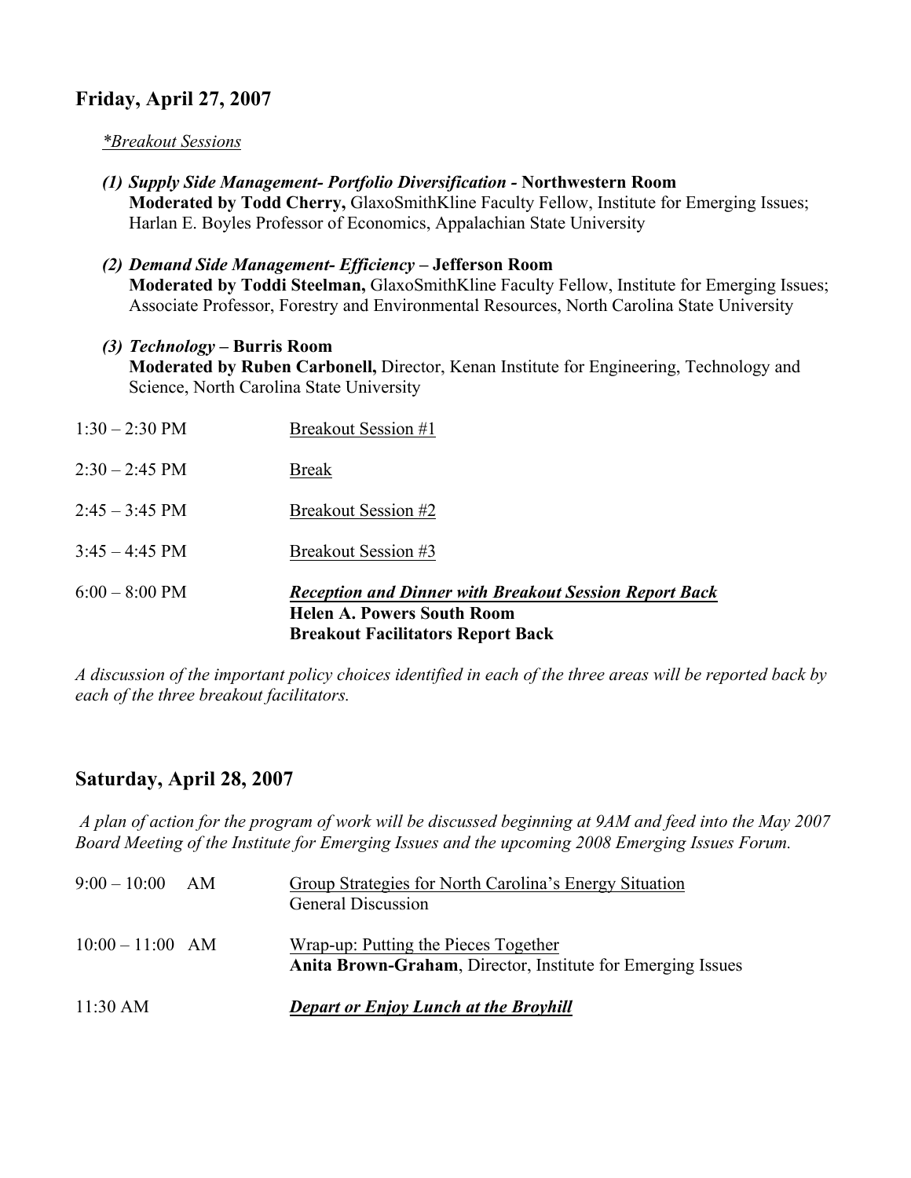## Friday, April 27, 2007

*Breakout Sessions*

*(1) Supply Side Management- Portfolio Diversification* - **Northwestern Room**
**Moderated by Todd Cherry,** GlaxoSmithKline Faculty Fellow, Institute for Emerging Issues; Harlan E. Boyles Professor of Economics, Appalachian State University

*(2) Demand Side Management- Efficiency* – **Jefferson Room**
**Moderated by Toddi Steelman,** GlaxoSmithKline Faculty Fellow, Institute for Emerging Issues; Associate Professor, Forestry and Environmental Resources, North Carolina State University

*(3) Technology* – **Burris Room**
**Moderated by Ruben Carbonell,** Director, Kenan Institute for Engineering, Technology and Science, North Carolina State University

| | |
|---|---|
| 1:30 – 2:30 PM | Breakout Session #1 |
| 2:30 – 2:45 PM | Break |
| 2:45 – 3:45 PM | Breakout Session #2 |
| 3:45 – 4:45 PM | Breakout Session #3 |
| 6:00 – 8:00 PM | ***Reception and Dinner with Breakout Session Report Back*** **Helen A. Powers South Room** **Breakout Facilitators Report Back** |

*A discussion of the important policy choices identified in each of the three areas will be reported back by each of the three breakout facilitators.*

## Saturday, April 28, 2007

*A plan of action for the program of work will be discussed beginning at 9AM and feed into the May 2007 Board Meeting of the Institute for Emerging Issues and the upcoming 2008 Emerging Issues Forum.*

| | |
|---|---|
| 9:00 – 10:00 AM | Group Strategies for North Carolina's Energy Situation General Discussion |
| 10:00 – 11:00 AM | Wrap-up: Putting the Pieces Together **Anita Brown-Graham**, Director, Institute for Emerging Issues |
| 11:30 AM | ***Depart or Enjoy Lunch at the Broyhill*** |